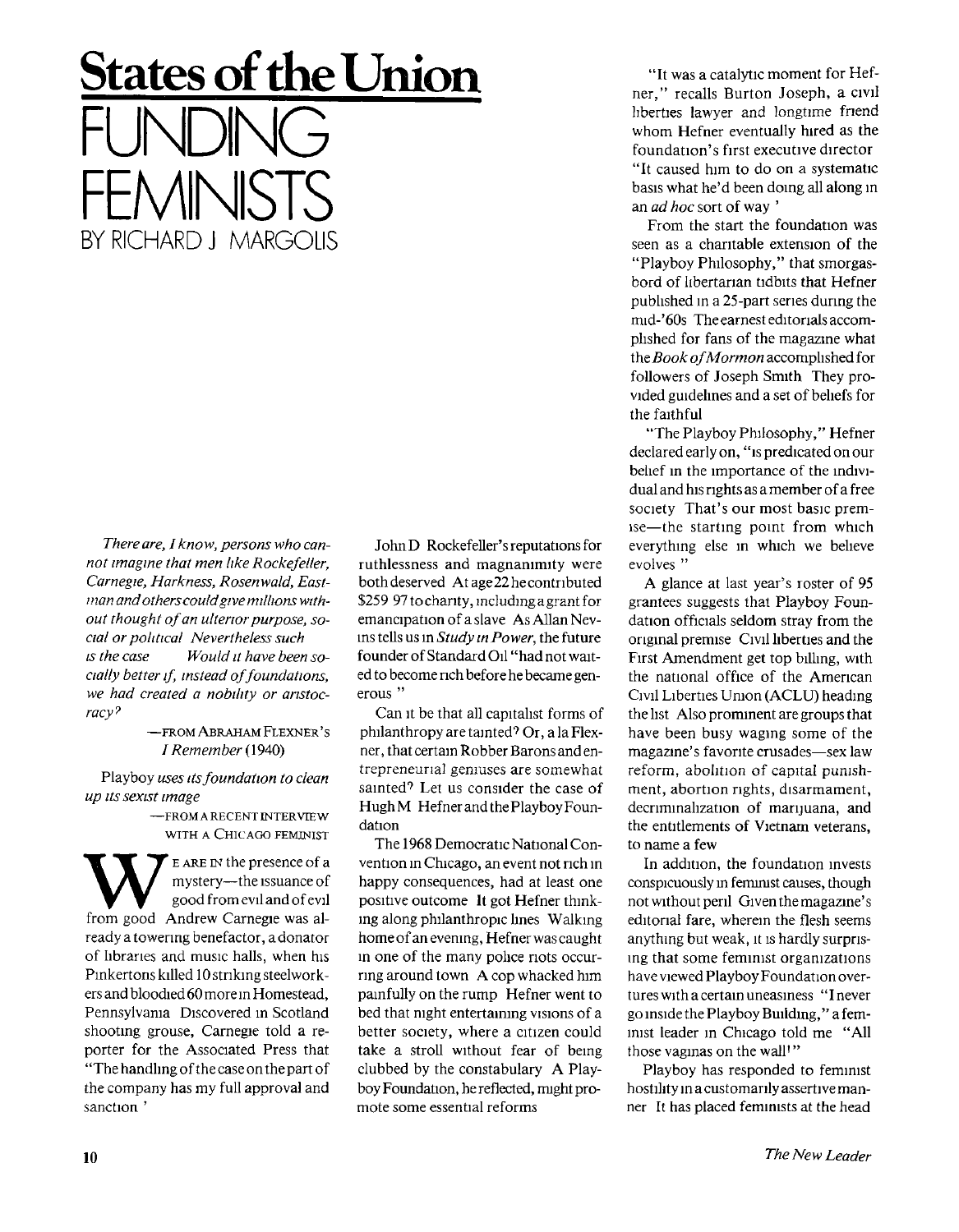# States of the Union

# FUNDING FEMINISTS

BY RICHARD J MARGOLIS

*There are, I know, persons who cannot imagine that men like Rockefeller, Carnegie, Harkness, Rosenwald, Eastman and others could give millions without thought of an ulterior purpose, social or political Nevertheless such is the case Would it have been socially better if, instead of foundations, we had created a nobility or aristocracy?*

—FROM ABRAHAM FLEXNER'S *I Remember* (1940)

Playboy *uses its foundation to clean up its sexist image*

—FROM A RECENT INTERVIEW WITH A CHICAGO FEMINIST

WE ARE IN the presence of a mystery—the issuance of good from evil and of evil from good Andrew Carnegie was already a towering benefactor, a donator of libraries and music halls, when his Pinkertons killed 10 striking steelworkers and bloodied 60 more in Homestead, Pennsylvania Discovered in Scotland shooting grouse, Carnegie told a reporter for the Associated Press that "The handling of the case on the part of the company has my full approval and sanction "

John D Rockefeller's reputations for ruthlessness and magnanimity were both deserved At age 22 he contributed $259 97 to charity, including a grant for emancipation of a slave As Allan Nevins tells us in *Study in Power*, the future founder of Standard Oil "had not waited to become rich before he became generous "

Can it be that all capitalist forms of philanthropy are tainted? Or, a la Flexner, that certain Robber Barons and entrepreneurial geniuses are somewhat sainted? Let us consider the case of Hugh M Hefner and the Playboy Foundation

The 1968 Democratic National Convention in Chicago, an event not rich in happy consequences, had at least one positive outcome It got Hefner thinking along philanthropic lines Walking home of an evening, Hefner was caught in one of the many police riots occurring around town A cop whacked him painfully on the rump Hefner went to bed that night entertaining visions of a better society, where a citizen could take a stroll without fear of being clubbed by the constabulary A Playboy Foundation, he reflected, might promote some essential reforms

"It was a catalytic moment for Hefner," recalls Burton Joseph, a civil liberties lawyer and longtime friend whom Hefner eventually hired as the foundation's first executive director "It caused him to do on a systematic basis what he'd been doing all along in an *ad hoc* sort of way "

From the start the foundation was seen as a charitable extension of the "Playboy Philosophy," that smorgasbord of libertarian tidbits that Hefner published in a 25-part series during the mid-'60s The earnest editorials accomplished for fans of the magazine what the *Book of Mormon* accomplished for followers of Joseph Smith They provided guidelines and a set of beliefs for the faithful

"The Playboy Philosophy," Hefner declared early on, "is predicated on our belief in the importance of the individual and his rights as a member of a free society That's our most basic premise—the starting point from which everything else in which we believe evolves "

A glance at last year's roster of 95 grantees suggests that Playboy Foundation officials seldom stray from the original premise Civil liberties and the First Amendment get top billing, with the national office of the American Civil Liberties Union (ACLU) heading the list Also prominent are groups that have been busy waging some of the magazine's favorite crusades—sex law reform, abolition of capital punishment, abortion rights, disarmament, decriminalization of marijuana, and the entitlements of Vietnam veterans, to name a few

In addition, the foundation invests conspicuously in feminist causes, though not without peril Given the magazine's editorial fare, wherein the flesh seems anything but weak, it is hardly surprising that some feminist organizations have viewed Playboy Foundation overtures with a certain uneasiness "I never go inside the Playboy Building," a feminist leader in Chicago told me "All those vaginas on the wall!"

Playboy has responded to feminist hostility in a customarily assertive manner It has placed feminists at the head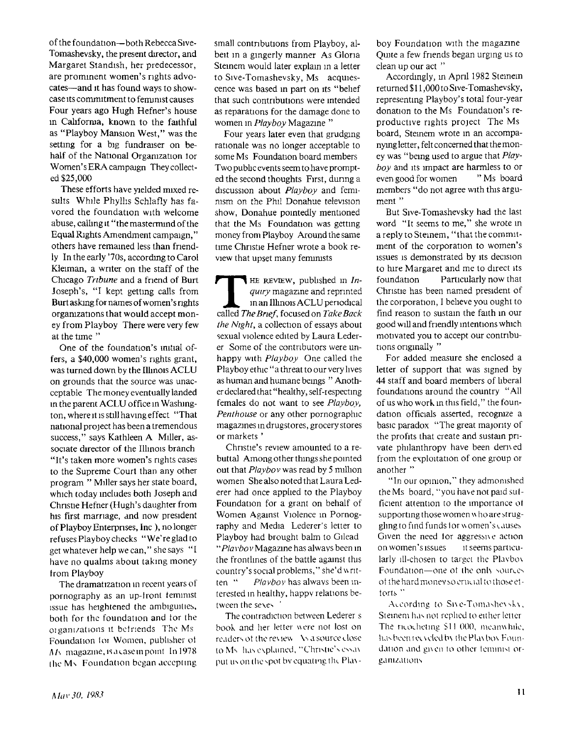of the foundation—both Rebecca Sive-Tomashevsky, the present director, and Margaret Standish, her predecessor, are prominent women's rights advocates—and it has found ways to showcase its commitment to feminist causes. Four years ago Hugh Hefner's house in California, known to the faithful as "Playboy Mansion West," was the setting for a big fundraiser on behalf of the National Organization for Women's ERA campaign. They collected $25,000.

These efforts have yielded mixed results. While Phyllis Schlafly has favored the foundation with welcome abuse, calling it "the mastermind of the Equal Rights Amendment campaign," others have remained less than friendly. In the early '70s, according to Carol Kleiman, a writer on the staff of the Chicago *Tribune* and a friend of Burt Joseph's, "I kept getting calls from Burt asking for names of women's rights organizations that would accept money from Playboy. There were very few at the time."

One of the foundation's initial offers, a $40,000 women's rights grant, was turned down by the Illinois ACLU on grounds that the source was unacceptable. The money eventually landed in the parent ACLU office in Washington, where it is still having effect. "That national project has been a tremendous success," says Kathleen A. Miller, associate director of the Illinois branch. "It's taken more women's rights cases to the Supreme Court than any other program." Miller says her state board, which today includes both Joseph and Christie Hefner (Hugh's daughter from his first marriage, and now president of Playboy Enterprises, Inc.), no longer refuses Playboy checks. "We're glad to get whatever help we can," she says. "I have no qualms about taking money from Playboy."

The dramatization in recent years of pornography as an up-front feminist issue has heightened the ambiguities, both for the foundation and for the organizations it befriends. The Ms. Foundation for Women, publisher of *Ms.* magazine, is a case in point. In 1978 the Ms. Foundation began accepting small contributions from Playboy, albeit in a gingerly manner. As Gloria Steinem would later explain in a letter to Sive-Tomashevsky, Ms. acquiescence was based in part on its "belief that such contributions were intended as reparations for the damage done to women in *Playboy* Magazine."

Four years later even that grudging rationale was no longer acceptable to some Ms. Foundation board members. Two public events seem to have prompted the second thoughts. First, during a discussion about *Playboy* and feminism on the Phil Donahue television show, Donahue pointedly mentioned that the Ms. Foundation was getting money from Playboy. Around the same time Christie Hefner wrote a book review that upset many feminists.

THE REVIEW, published in *Inquiry* magazine and reprinted in an Illinois ACLU periodical called *The Brief*, focused on *Take Back the Night*, a collection of essays about sexual violence edited by Laura Lederer. Some of the contributors were unhappy with *Playboy*. One called the Playboy ethic "a threat to our very lives as human and humane beings." Another declared that "healthy, self-respecting females do not want to see *Playboy, Penthouse* or any other pornographic magazines in drugstores, grocery stores or markets."

Christie's review amounted to a rebuttal. Among other things she pointed out that *Playboy* was read by 5 million women. She also noted that Laura Lederer had once applied to the Playboy Foundation for a grant on behalf of Women Against Violence in Pornography and Media. Lederer's letter to Playboy had brought balm to Gilead. "*Playboy* Magazine has always been in the frontlines of the battle against this country's social problems," she'd written. "... *Playboy* has always been interested in healthy, happy relations between the sexes."

The contradiction between Lederer's book and her letter were not lost on readers of the review. As a source close to Ms. has explained, "Christie's essay put us on the spot by equating the Playboy Foundation with the magazine. Quite a few friends began urging us to clean up our act."

Accordingly, in April 1982 Steinem returned $11,000 to Sive-Tomashevsky, representing Playboy's total four-year donation to the Ms. Foundation's reproductive rights project. The Ms. board, Steinem wrote in an accompanying letter, felt concerned that the money was "being used to argue that *Playboy* and its impact are harmless to or even good for women ...." Ms. board members "do not agree with this argument."

But Sive-Tomashevsky had the last word. "It seems to me," she wrote in a reply to Steinem, "that the commitment of the corporation to women's issues is demonstrated by its decision to hire Margaret and me to direct its foundation. ... Particularly now that Christie has been named president of the corporation, I believe you ought to find reason to sustain the faith in our good will and friendly intentions which motivated you to accept our contributions originally."

For added measure she enclosed a letter of support that was signed by 44 staff and board members of liberal foundations around the country. "All of us who work in this field," the foundation officials asserted, "recognize a basic paradox. "The great majority of the profits that create and sustain private philanthropy have been derived from the exploitation of one group or another."

"In our opinion," they admonished the Ms. board, "you have not paid sufficient attention to the importance of supporting those women who are struggling to find funds for women's causes. Given the need for aggressive action on women's issues ... it seems particularly ill-chosen to target the Playboy Foundation—one of the only sources of the hard money so crucial to those efforts."

According to Sive-Tomashevsky, Steinem has not replied to either letter. The ricocheting $11,000, meanwhile, has been recycled by the Playboy Foundation and given to other feminist organizations.